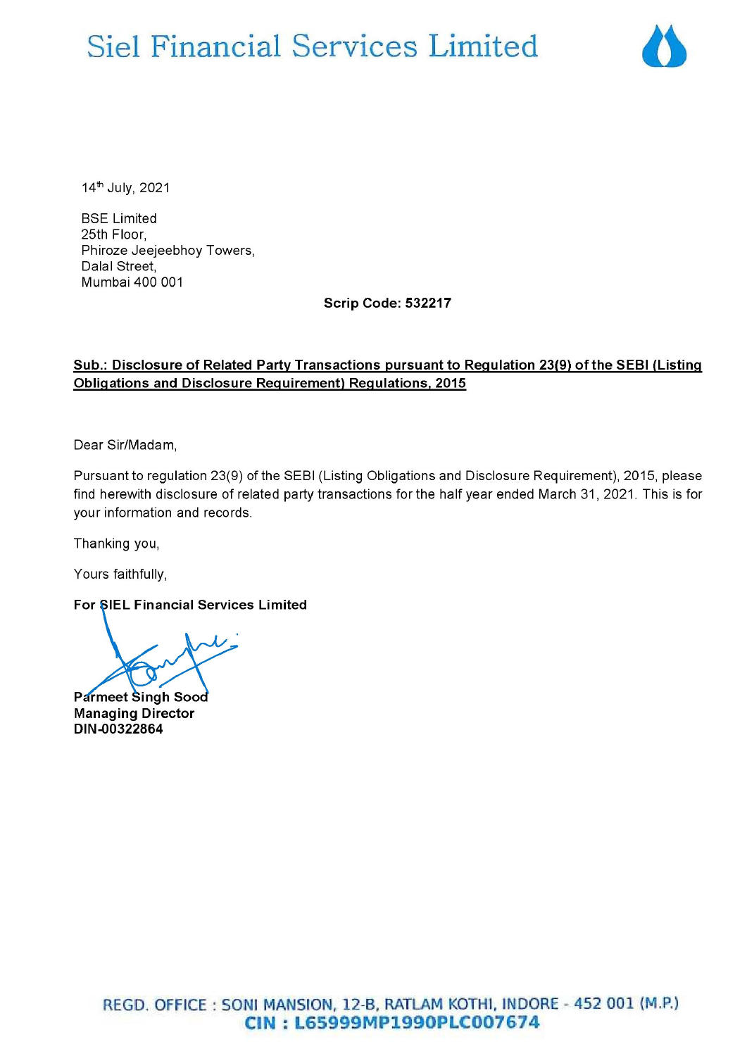# Siel Financial Services Limited

14th July, 2021

BSE Limited
25th Floor,
Phiroze Jeejeebhoy Towers,
Dalal Street,
Mumbai 400 001

**Scrip Code: 532217**

**Sub.: Disclosure of Related Party Transactions pursuant to Regulation 23(9) of the SEBI (Listing Obligations and Disclosure Requirement) Regulations, 2015**

Dear Sir/Madam,

Pursuant to regulation 23(9) of the SEBI (Listing Obligations and Disclosure Requirement), 2015, please find herewith disclosure of related party transactions for the half year ended March 31, 2021. This is for your information and records.

Thanking you,

Yours faithfully,

**For SIEL Financial Services Limited**

**Parmeet Singh Sood**
**Managing Director**
**DIN-00322864**

REGD. OFFICE : SONI MANSION, 12-B, RATLAM KOTHI, INDORE - 452 001 (M.P.)
CIN : L65999MP1990PLC007674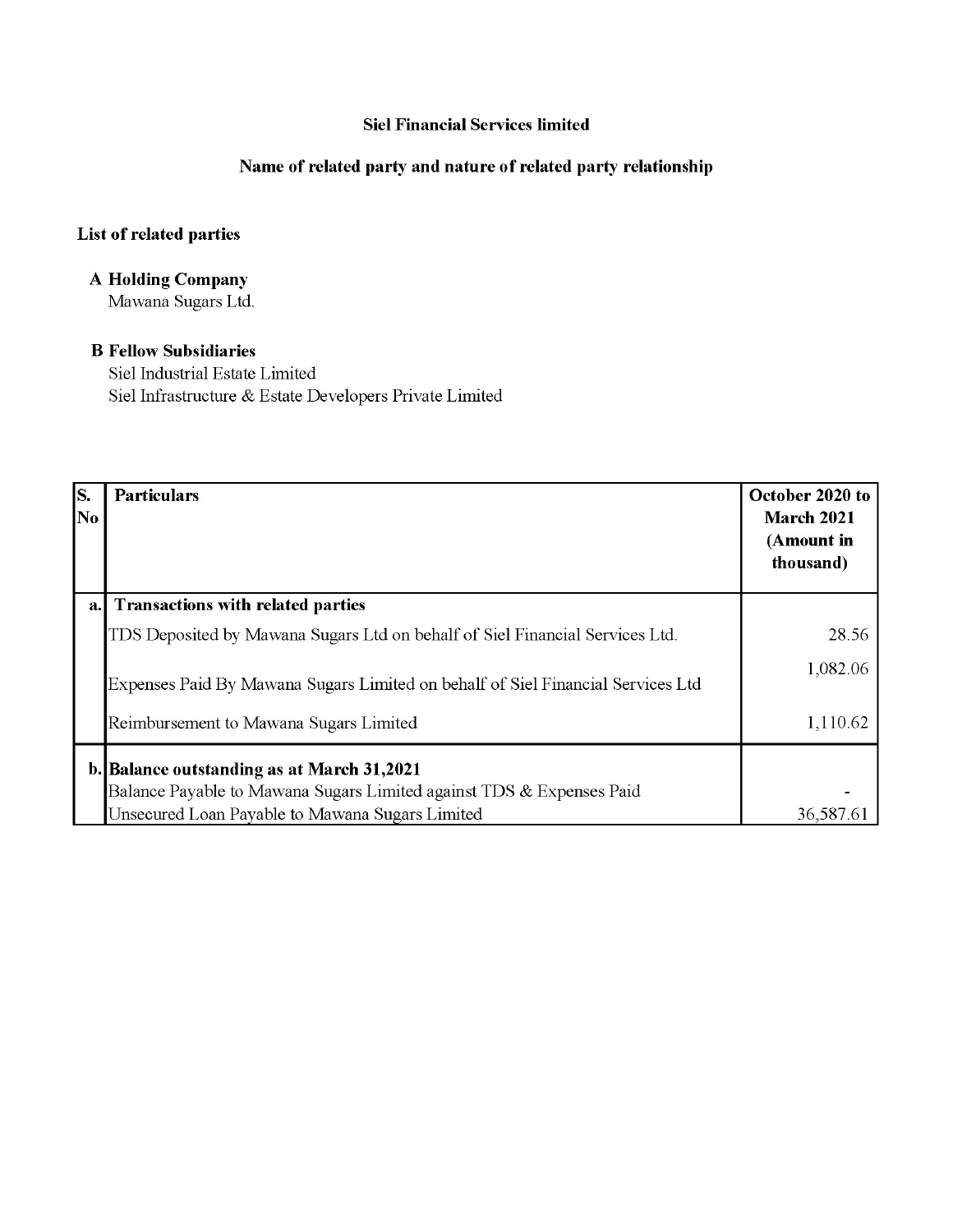# Siel Financial Services limited

## Name of related party and nature of related party relationship

**List of related parties**

**A Holding Company**
Mawana Sugars Ltd.

**B Fellow Subsidiaries**
Siel Industrial Estate Limited
Siel Infrastructure & Estate Developers Private Limited

| S. No | Particulars | October 2020 to March 2021 (Amount in thousand) |
|---|---|---|
| a. | **Transactions with related parties** | |
| | TDS Deposited by Mawana Sugars Ltd on behalf of Siel Financial Services Ltd. | 28.56 |
| | Expenses Paid By Mawana Sugars Limited on behalf of Siel Financial Services Ltd | 1,082.06 |
| | Reimbursement to Mawana Sugars Limited | 1,110.62 |
| b. | **Balance outstanding as at March 31,2021** | |
| | Balance Payable to Mawana Sugars Limited against TDS & Expenses Paid | - |
| | Unsecured Loan Payable to Mawana Sugars Limited | 36,587.61 |